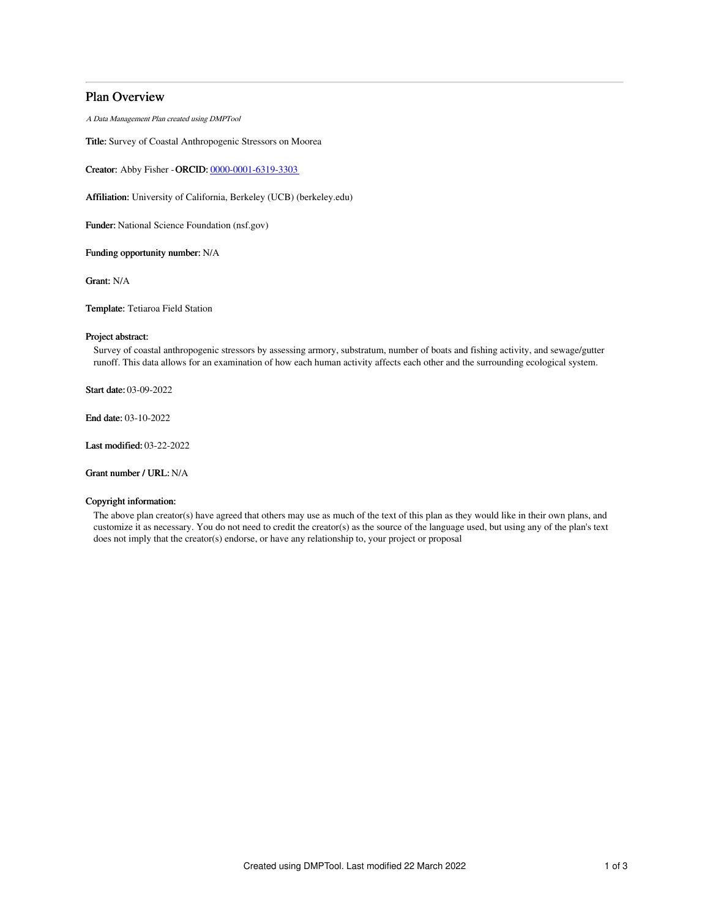## Plan Overview

*A Data Management Plan created using DMPTool*

**Title:** Survey of Coastal Anthropogenic Stressors on Moorea

**Creator:** Abby Fisher - **ORCID:** 0000-0001-6319-3303

**Affiliation:** University of California, Berkeley (UCB) (berkeley.edu)

**Funder:** National Science Foundation (nsf.gov)

**Funding opportunity number:** N/A

**Grant:** N/A

**Template:** Tetiaroa Field Station

**Project abstract:**

Survey of coastal anthropogenic stressors by assessing armory, substratum, number of boats and fishing activity, and sewage/gutter runoff. This data allows for an examination of how each human activity affects each other and the surrounding ecological system.

**Start date:** 03-09-2022

**End date:** 03-10-2022

**Last modified:** 03-22-2022

**Grant number / URL:** N/A

**Copyright information:**

The above plan creator(s) have agreed that others may use as much of the text of this plan as they would like in their own plans, and customize it as necessary. You do not need to credit the creator(s) as the source of the language used, but using any of the plan's text does not imply that the creator(s) endorse, or have any relationship to, your project or proposal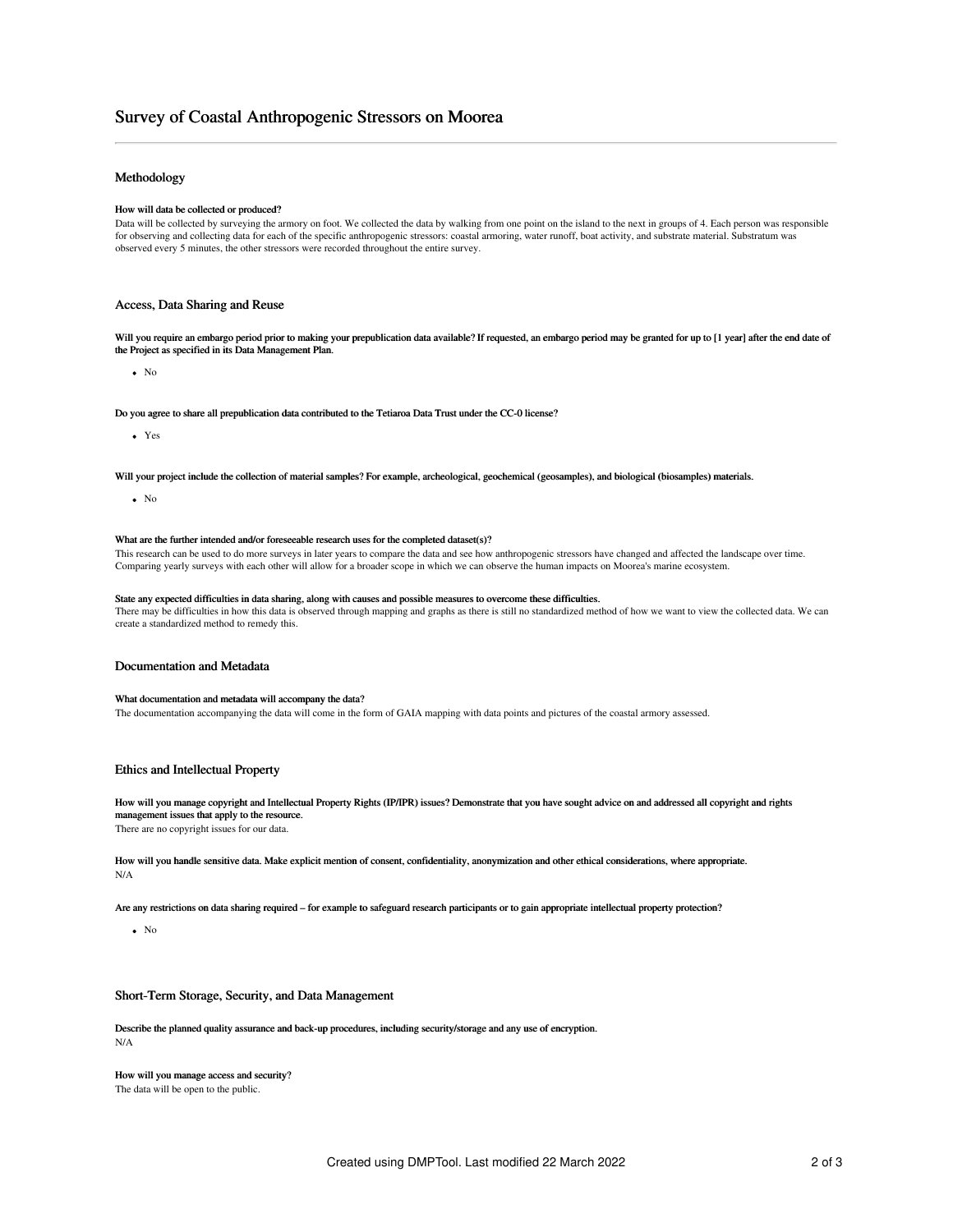# Survey of Coastal Anthropogenic Stressors on Moorea

## Methodology

**How will data be collected or produced?**

Data will be collected by surveying the armory on foot. We collected the data by walking from one point on the island to the next in groups of 4. Each person was responsible for observing and collecting data for each of the specific anthropogenic stressors: coastal armoring, water runoff, boat activity, and substrate material. Substratum was observed every 5 minutes, the other stressors were recorded throughout the entire survey.

## Access, Data Sharing and Reuse

**Will you require an embargo period prior to making your prepublication data available? If requested, an embargo period may be granted for up to [1 year] after the end date of the Project as specified in its Data Management Plan.**

- No

**Do you agree to share all prepublication data contributed to the Tetiaroa Data Trust under the CC-0 license?**

- Yes

**Will your project include the collection of material samples? For example, archeological, geochemical (geosamples), and biological (biosamples) materials.**

- No

**What are the further intended and/or foreseeable research uses for the completed dataset(s)?**

This research can be used to do more surveys in later years to compare the data and see how anthropogenic stressors have changed and affected the landscape over time. Comparing yearly surveys with each other will allow for a broader scope in which we can observe the human impacts on Moorea's marine ecosystem.

**State any expected difficulties in data sharing, along with causes and possible measures to overcome these difficulties.**

There may be difficulties in how this data is observed through mapping and graphs as there is still no standardized method of how we want to view the collected data. We can create a standardized method to remedy this.

## Documentation and Metadata

**What documentation and metadata will accompany the data?**

The documentation accompanying the data will come in the form of GAIA mapping with data points and pictures of the coastal armory assessed.

## Ethics and Intellectual Property

**How will you manage copyright and Intellectual Property Rights (IP/IPR) issues? Demonstrate that you have sought advice on and addressed all copyright and rights management issues that apply to the resource.**

There are no copyright issues for our data.

**How will you handle sensitive data. Make explicit mention of consent, confidentiality, anonymization and other ethical considerations, where appropriate.**

N/A

**Are any restrictions on data sharing required – for example to safeguard research participants or to gain appropriate intellectual property protection?**

- No

## Short-Term Storage, Security, and Data Management

**Describe the planned quality assurance and back-up procedures, including security/storage and any use of encryption.**

N/A

**How will you manage access and security?**

The data will be open to the public.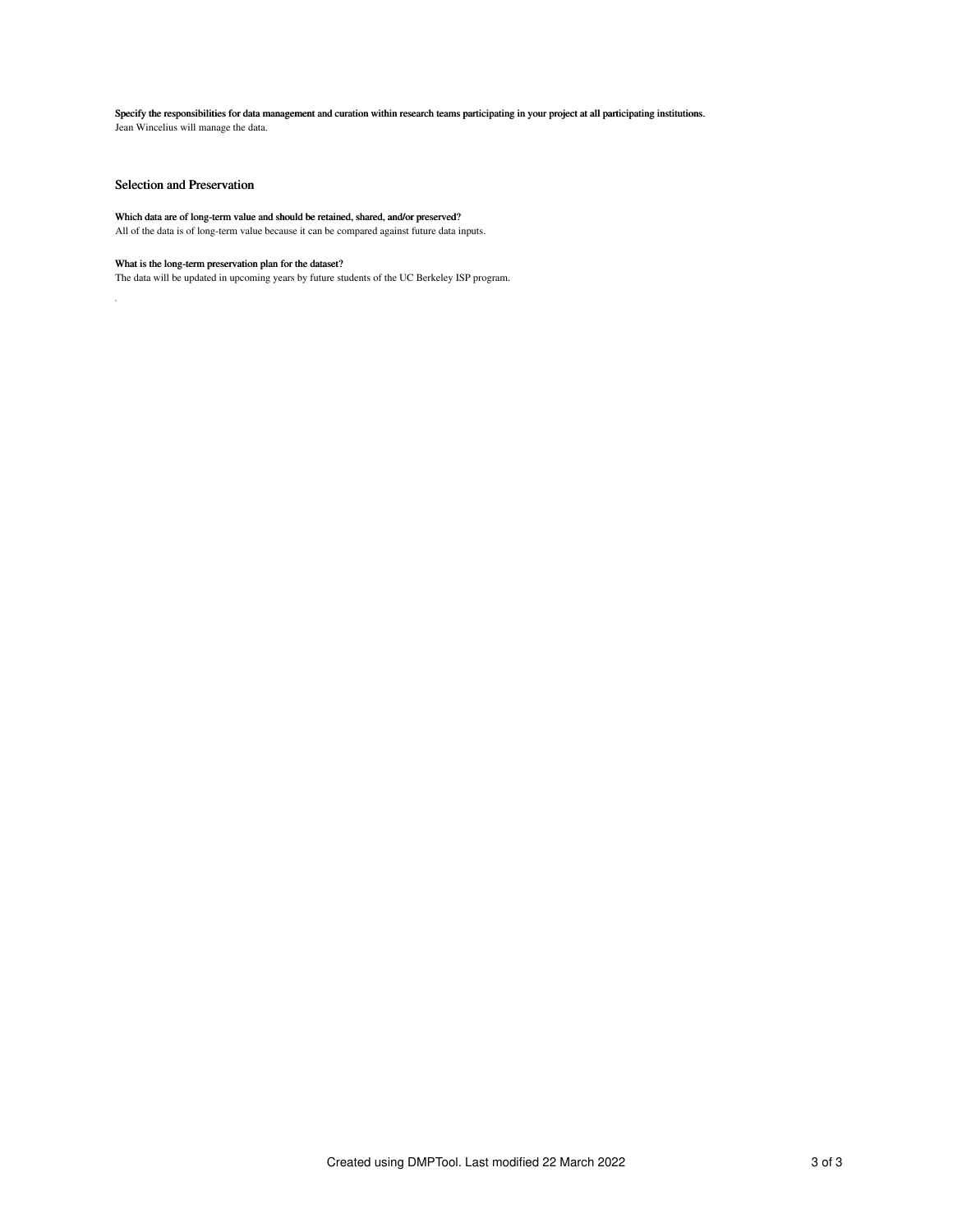**Specify the responsibilities for data management and curation within research teams participating in your project at all participating institutions.**
Jean Wincelius will manage the data.

## Selection and Preservation

**Which data are of long-term value and should be retained, shared, and/or preserved?**
All of the data is of long-term value because it can be compared against future data inputs.

**What is the long-term preservation plan for the dataset?**
The data will be updated in upcoming years by future students of the UC Berkeley ISP program.

Created using DMPTool. Last modified 22 March 2022